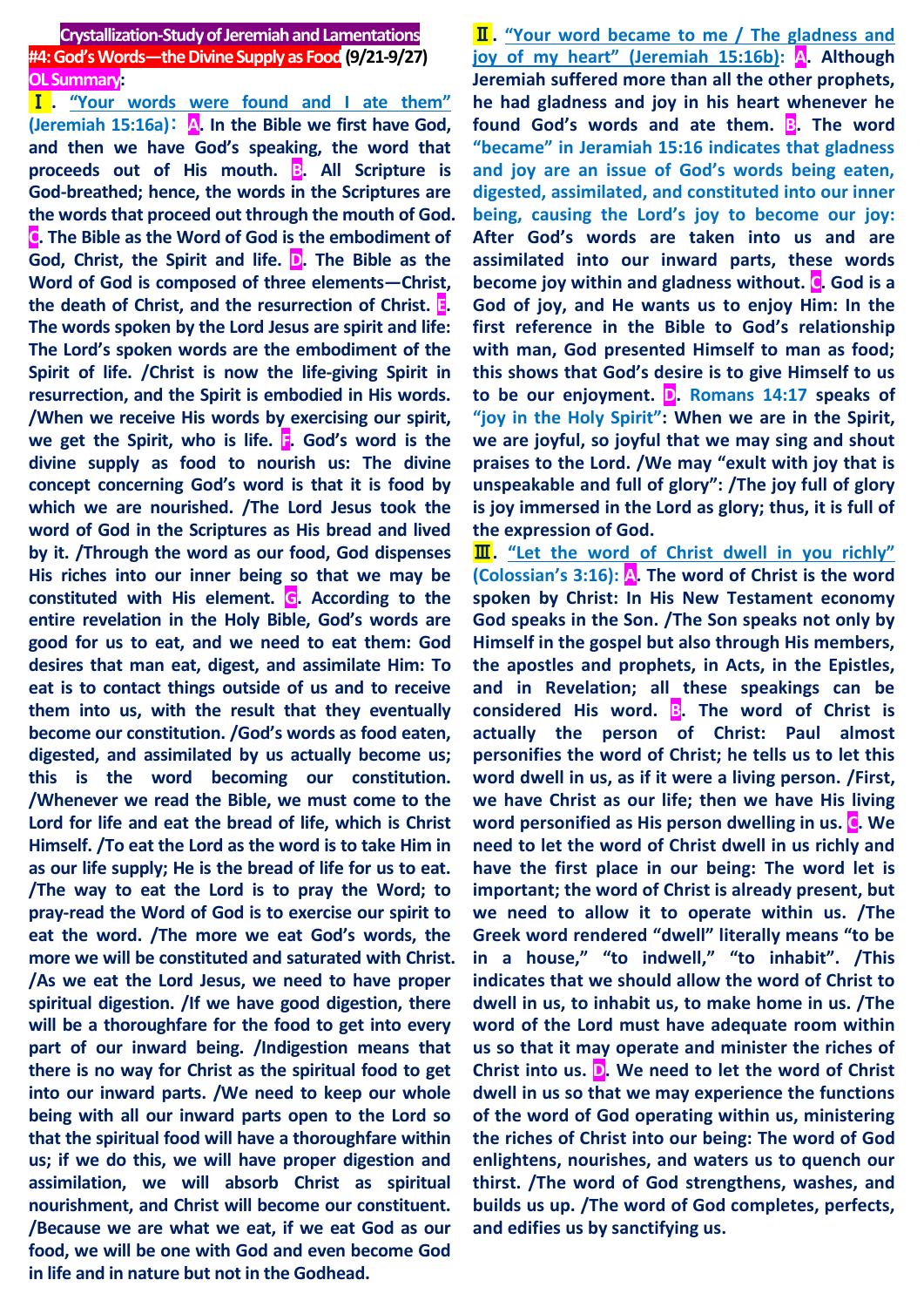**Crystallization-Study of Jeremiah and Lamentations**

**#4: God's Words—the Divine Supply as Food (9/21-9/27)**

**OL Summary:**

**Ⅰ. "Your words were found and I ate them" (Jeremiah 15:16a)**: **A**. In the Bible we first have God, and then we have God's speaking, the word that proceeds out of His mouth. **B**. All Scripture is God-breathed; hence, the words in the Scriptures are the words that proceed out through the mouth of God. **C**. The Bible as the Word of God is the embodiment of God, Christ, the Spirit and life. **D**. The Bible as the Word of God is composed of three elements—Christ, the death of Christ, and the resurrection of Christ. **E**. The words spoken by the Lord Jesus are spirit and life: The Lord's spoken words are the embodiment of the Spirit of life. /Christ is now the life-giving Spirit in resurrection, and the Spirit is embodied in His words. /When we receive His words by exercising our spirit, we get the Spirit, who is life. **F**. God's word is the divine supply as food to nourish us: The divine concept concerning God's word is that it is food by which we are nourished. /The Lord Jesus took the word of God in the Scriptures as His bread and lived by it. /Through the word as our food, God dispenses His riches into our inner being so that we may be constituted with His element. **G**. According to the entire revelation in the Holy Bible, God's words are good for us to eat, and we need to eat them: God desires that man eat, digest, and assimilate Him: To eat is to contact things outside of us and to receive them into us, with the result that they eventually become our constitution. /God's words as food eaten, digested, and assimilated by us actually become us; this is the word becoming our constitution. /Whenever we read the Bible, we must come to the Lord for life and eat the bread of life, which is Christ Himself. /To eat the Lord as the word is to take Him in as our life supply; He is the bread of life for us to eat. /The way to eat the Lord is to pray the Word; to pray-read the Word of God is to exercise our spirit to eat the word. /The more we eat God's words, the more we will be constituted and saturated with Christ. /As we eat the Lord Jesus, we need to have proper spiritual digestion. /If we have good digestion, there will be a thoroughfare for the food to get into every part of our inward being. /Indigestion means that there is no way for Christ as the spiritual food to get into our inward parts. /We need to keep our whole being with all our inward parts open to the Lord so that the spiritual food will have a thoroughfare within us; if we do this, we will have proper digestion and assimilation, we will absorb Christ as spiritual nourishment, and Christ will become our constituent. /Because we are what we eat, if we eat God as our food, we will be one with God and even become God in life and in nature but not in the Godhead.

**Ⅱ. "Your word became to me / The gladness and joy of my heart" (Jeremiah 15:16b)**: **A**. Although Jeremiah suffered more than all the other prophets, he had gladness and joy in his heart whenever he found God's words and ate them. **B**. The word "became" in Jeramiah 15:16 indicates that gladness and joy are an issue of God's words being eaten, digested, assimilated, and constituted into our inner being, causing the Lord's joy to become our joy: After God's words are taken into us and are assimilated into our inward parts, these words become joy within and gladness without. **C**. God is a God of joy, and He wants us to enjoy Him: In the first reference in the Bible to God's relationship with man, God presented Himself to man as food; this shows that God's desire is to give Himself to us to be our enjoyment. **D**. Romans 14:17 speaks of "joy in the Holy Spirit": When we are in the Spirit, we are joyful, so joyful that we may sing and shout praises to the Lord. /We may "exult with joy that is unspeakable and full of glory": /The joy full of glory is joy immersed in the Lord as glory; thus, it is full of the expression of God.

**Ⅲ. "Let the word of Christ dwell in you richly" (Colossian's 3:16)**: **A**. The word of Christ is the word spoken by Christ: In His New Testament economy God speaks in the Son. /The Son speaks not only by Himself in the gospel but also through His members, the apostles and prophets, in Acts, in the Epistles, and in Revelation; all these speakings can be considered His word. **B**. The word of Christ is actually the person of Christ: Paul almost personifies the word of Christ; he tells us to let this word dwell in us, as if it were a living person. /First, we have Christ as our life; then we have His living word personified as His person dwelling in us. **C**. We need to let the word of Christ dwell in us richly and have the first place in our being: The word let is important; the word of Christ is already present, but we need to allow it to operate within us. /The Greek word rendered "dwell" literally means "to be in a house," "to indwell," "to inhabit". /This indicates that we should allow the word of Christ to dwell in us, to inhabit us, to make home in us. /The word of the Lord must have adequate room within us so that it may operate and minister the riches of Christ into us. **D**. We need to let the word of Christ dwell in us so that we may experience the functions of the word of God operating within us, ministering the riches of Christ into our being: The word of God enlightens, nourishes, and waters us to quench our thirst. /The word of God strengthens, washes, and builds us up. /The word of God completes, perfects, and edifies us by sanctifying us.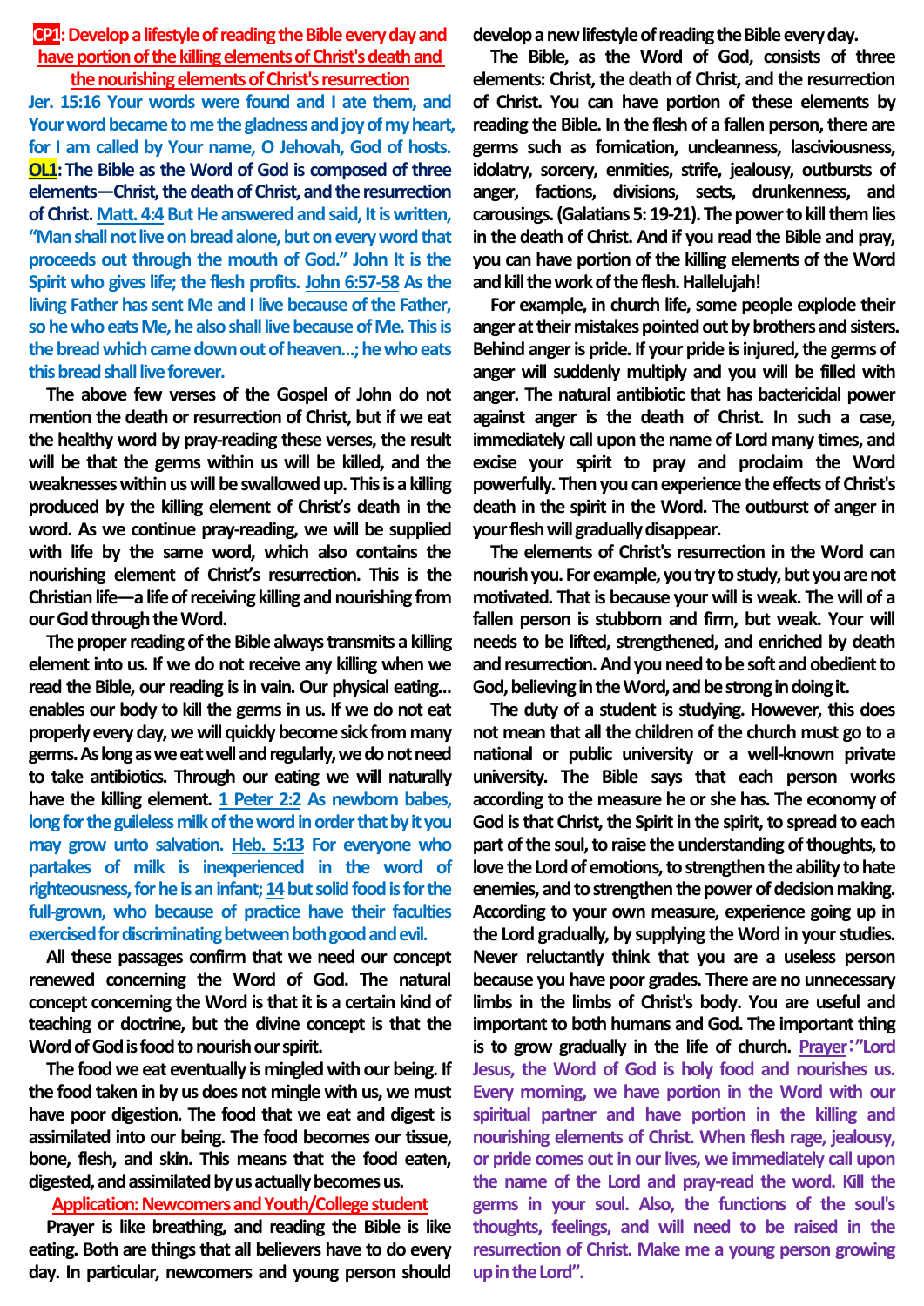## CP1: Develop a lifestyle of reading the Bible every day and have portion of the killing elements of Christ's death and the nourishing elements of Christ's resurrection

**Jer. 15:16 Your words were found and I ate them, and Your word became to me the gladness and joy of my heart, for I am called by Your name, O Jehovah, God of hosts.**

**OL1: The Bible as the Word of God is composed of three elements—Christ, the death of Christ, and the resurrection of Christ.** **Matt. 4:4 But He answered and said, It is written, "Man shall not live on bread alone, but on every word that proceeds out through the mouth of God." John It is the Spirit who gives life; the flesh profits. John 6:57-58 As the living Father has sent Me and I live because of the Father, so he who eats Me, he also shall live because of Me. This is the bread which came down out of heaven...; he who eats this bread shall live forever.**

The above few verses of the Gospel of John do not mention the death or resurrection of Christ, but if we eat the healthy word by pray-reading these verses, the result will be that the germs within us will be killed, and the weaknesses within us will be swallowed up. This is a killing produced by the killing element of Christ's death in the word. As we continue pray-reading, we will be supplied with life by the same word, which also contains the nourishing element of Christ's resurrection. This is the Christian life—a life of receiving killing and nourishing from our God through the Word.

The proper reading of the Bible always transmits a killing element into us. If we do not receive any killing when we read the Bible, our reading is in vain. Our physical eating... enables our body to kill the germs in us. If we do not eat properly every day, we will quickly become sick from many germs. As long as we eat well and regularly, we do not need to take antibiotics. Through our eating we will naturally have the killing element. **1 Peter 2:2 As newborn babes, long for the guileless milk of the word in order that by it you may grow unto salvation. Heb. 5:13 For everyone who partakes of milk is inexperienced in the word of righteousness, for he is an infant; 14 but solid food is for the full-grown, who because of practice have their faculties exercised for discriminating between both good and evil.**

All these passages confirm that we need our concept renewed concerning the Word of God. The natural concept concerning the Word is that it is a certain kind of teaching or doctrine, but the divine concept is that the Word of God is food to nourish our spirit.

The food we eat eventually is mingled with our being. If the food taken in by us does not mingle with us, we must have poor digestion. The food that we eat and digest is assimilated into our being. The food becomes our tissue, bone, flesh, and skin. This means that the food eaten, digested, and assimilated by us actually becomes us.

### Application: Newcomers and Youth/College student

Prayer is like breathing, and reading the Bible is like eating. Both are things that all believers have to do every day. In particular, newcomers and young person should develop a new lifestyle of reading the Bible every day.

The Bible, as the Word of God, consists of three elements: Christ, the death of Christ, and the resurrection of Christ. You can have portion of these elements by reading the Bible. In the flesh of a fallen person, there are germs such as fornication, uncleanness, lasciviousness, idolatry, sorcery, enmities, strife, jealousy, outbursts of anger, factions, divisions, sects, drunkenness, and carousings. (Galatians 5: 19-21). The power to kill them lies in the death of Christ. And if you read the Bible and pray, you can have portion of the killing elements of the Word and kill the work of the flesh. Hallelujah!

For example, in church life, some people explode their anger at their mistakes pointed out by brothers and sisters. Behind anger is pride. If your pride is injured, the germs of anger will suddenly multiply and you will be filled with anger. The natural antibiotic that has bactericidal power against anger is the death of Christ. In such a case, immediately call upon the name of Lord many times, and excise your spirit to pray and proclaim the Word powerfully. Then you can experience the effects of Christ's death in the spirit in the Word. The outburst of anger in your flesh will gradually disappear.

The elements of Christ's resurrection in the Word can nourish you. For example, you try to study, but you are not motivated. That is because your will is weak. The will of a fallen person is stubborn and firm, but weak. Your will needs to be lifted, strengthened, and enriched by death and resurrection. And you need to be soft and obedient to God, believing in the Word, and be strong in doing it.

The duty of a student is studying. However, this does not mean that all the children of the church must go to a national or public university or a well-known private university. The Bible says that each person works according to the measure he or she has. The economy of God is that Christ, the Spirit in the spirit, to spread to each part of the soul, to raise the understanding of thoughts, to love the Lord of emotions, to strengthen the ability to hate enemies, and to strengthen the power of decision making. According to your own measure, experience going up in the Lord gradually, by supplying the Word in your studies. Never reluctantly think that you are a useless person because you have poor grades. There are no unnecessary limbs in the limbs of Christ's body. You are useful and important to both humans and God. The important thing is to grow gradually in the life of church. **Prayer: "Lord Jesus, the Word of God is holy food and nourishes us. Every morning, we have portion in the Word with our spiritual partner and have portion in the killing and nourishing elements of Christ. When flesh rage, jealousy, or pride comes out in our lives, we immediately call upon the name of the Lord and pray-read the word. Kill the germs in your soul. Also, the functions of the soul's thoughts, feelings, and will need to be raised in the resurrection of Christ. Make me a young person growing up in the Lord".**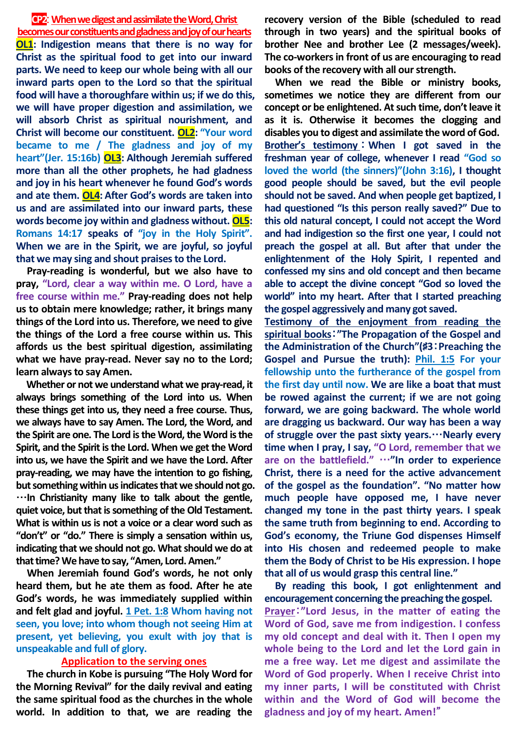## CP2: When we digest and assimilate the Word, Christ becomes our constituents and gladness and joy of our hearts

**OL1: Indigestion means that there is no way for Christ as the spiritual food to get into our inward parts. We need to keep our whole being with all our inward parts open to the Lord so that the spiritual food will have a thoroughfare within us; if we do this, we will have proper digestion and assimilation, we will absorb Christ as spiritual nourishment, and Christ will become our constituent. OL2: "Your word became to me / The gladness and joy of my heart"(Jer. 15:16b) OL3: Although Jeremiah suffered more than all the other prophets, he had gladness and joy in his heart whenever he found God's words and ate them. OL4: After God's words are taken into us and are assimilated into our inward parts, these words become joy within and gladness without. OL5: Romans 14:17 speaks of "joy in the Holy Spirit". When we are in the Spirit, we are joyful, so joyful that we may sing and shout praises to the Lord.**

**Pray-reading is wonderful, but we also have to pray, "Lord, clear a way within me. O Lord, have a free course within me." Pray-reading does not help us to obtain mere knowledge; rather, it brings many things of the Lord into us. Therefore, we need to give the things of the Lord a free course within us. This affords us the best spiritual digestion, assimilating what we have pray-read. Never say no to the Lord; learn always to say Amen.**

**Whether or not we understand what we pray-read, it always brings something of the Lord into us. When these things get into us, they need a free course. Thus, we always have to say Amen. The Lord, the Word, and the Spirit are one. The Lord is the Word, the Word is the Spirit, and the Spirit is the Lord. When we get the Word into us, we have the Spirit and we have the Lord. After pray-reading, we may have the intention to go fishing, but something within us indicates that we should not go. …In Christianity many like to talk about the gentle, quiet voice, but that is something of the Old Testament. What is within us is not a voice or a clear word such as "don't" or "do." There is simply a sensation within us, indicating that we should not go. What should we do at that time? We have to say, "Amen, Lord. Amen."**

**When Jeremiah found God's words, he not only heard them, but he ate them as food. After he ate God's words, he was immediately supplied within and felt glad and joyful. 1 Pet. 1:8 Whom having not seen, you love; into whom though not seeing Him at present, yet believing, you exult with joy that is unspeakable and full of glory.**

### Application to the serving ones

**The church in Kobe is pursuing "The Holy Word for the Morning Revival" for the daily revival and eating the same spiritual food as the churches in the whole world. In addition to that, we are reading the recovery version of the Bible (scheduled to read through in two years) and the spiritual books of brother Nee and brother Lee (2 messages/week). The co-workers in front of us are encouraging to read books of the recovery with all our strength.**

**When we read the Bible or ministry books, sometimes we notice they are different from our concept or be enlightened. At such time, don't leave it as it is. Otherwise it becomes the clogging and disables you to digest and assimilate the word of God.**

**Brother's testimony: When I got saved in the freshman year of college, whenever I read "God so loved the world (the sinners)"(John 3:16), I thought good people should be saved, but the evil people should not be saved. And when people get baptized, I had questioned "Is this person really saved?" Due to this old natural concept, I could not accept the Word and had indigestion so the first one year, I could not preach the gospel at all. But after that under the enlightenment of the Holy Spirit, I repented and confessed my sins and old concept and then became able to accept the divine concept "God so loved the world" into my heart. After that I started preaching the gospel aggressively and many got saved.**

**Testimony of the enjoyment from reading the spiritual books: "The Propagation of the Gospel and the Administration of the Church"(#3: Preaching the Gospel and Pursue the truth): Phil. 1:5 For your fellowship unto the furtherance of the gospel from the first day until now. We are like a boat that must be rowed against the current; if we are not going forward, we are going backward. The whole world are dragging us backward. Our way has been a way of struggle over the past sixty years.…Nearly every time when I pray, I say, "O Lord, remember that we are on the battlefield." …"In order to experience Christ, there is a need for the active advancement of the gospel as the foundation". "No matter how much people have opposed me, I have never changed my tone in the past thirty years. I speak the same truth from beginning to end. According to God's economy, the Triune God dispenses Himself into His chosen and redeemed people to make them the Body of Christ to be His expression. I hope that all of us would grasp this central line."**

**By reading this book, I got enlightenment and encouragement concerning the preaching the gospel.**

**Prayer: "Lord Jesus, in the matter of eating the Word of God, save me from indigestion. I confess my old concept and deal with it. Then I open my whole being to the Lord and let the Lord gain in me a free way. Let me digest and assimilate the Word of God properly. When I receive Christ into my inner parts, I will be constituted with Christ within and the Word of God will become the gladness and joy of my heart. Amen!"**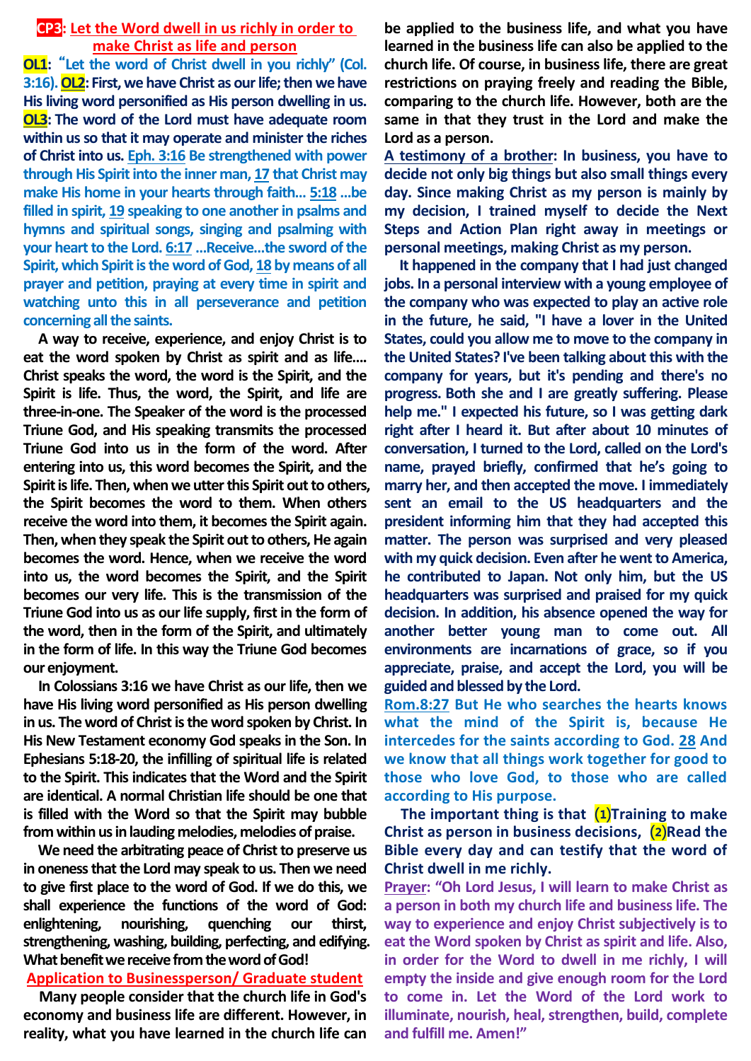## CP3: Let the Word dwell in us richly in order to make Christ as life and person

**OL1: "Let the word of Christ dwell in you richly" (Col. 3:16). OL2: First, we have Christ as our life; then we have His living word personified as His person dwelling in us. OL3: The word of the Lord must have adequate room within us so that it may operate and minister the riches of Christ into us.** **Eph. 3:16 Be strengthened with power through His Spirit into the inner man, 17 that Christ may make His home in your hearts through faith… 5:18 …be filled in spirit, 19 speaking to one another in psalms and hymns and spiritual songs, singing and psalming with your heart to the Lord. 6:17 …Receive…the sword of the Spirit, which Spirit is the word of God, 18 by means of all prayer and petition, praying at every time in spirit and watching unto this in all perseverance and petition concerning all the saints.**

**A way to receive, experience, and enjoy Christ is to eat the word spoken by Christ as spirit and as life…. Christ speaks the word, the word is the Spirit, and the Spirit is life. Thus, the word, the Spirit, and life are three-in-one. The Speaker of the word is the processed Triune God, and His speaking transmits the processed Triune God into us in the form of the word. After entering into us, this word becomes the Spirit, and the Spirit is life. Then, when we utter this Spirit out to others, the Spirit becomes the word to them. When others receive the word into them, it becomes the Spirit again. Then, when they speak the Spirit out to others, He again becomes the word. Hence, when we receive the word into us, the word becomes the Spirit, and the Spirit becomes our very life. This is the transmission of the Triune God into us as our life supply, first in the form of the word, then in the form of the Spirit, and ultimately in the form of life. In this way the Triune God becomes our enjoyment.**

**In Colossians 3:16 we have Christ as our life, then we have His living word personified as His person dwelling in us. The word of Christ is the word spoken by Christ. In His New Testament economy God speaks in the Son. In Ephesians 5:18-20, the infilling of spiritual life is related to the Spirit. This indicates that the Word and the Spirit are identical. A normal Christian life should be one that is filled with the Word so that the Spirit may bubble from within us in lauding melodies, melodies of praise.**

**We need the arbitrating peace of Christ to preserve us in oneness that the Lord may speak to us. Then we need to give first place to the word of God. If we do this, we shall experience the functions of the word of God: enlightening, nourishing, quenching our thirst, strengthening, washing, building, perfecting, and edifying. What benefit we receive from the word of God!**

### Application to Businessperson/ Graduate student

**Many people consider that the church life in God's economy and business life are different. However, in reality, what you have learned in the church life can be applied to the business life, and what you have learned in the business life can also be applied to the church life. Of course, in business life, there are great restrictions on praying freely and reading the Bible, comparing to the church life. However, both are the same in that they trust in the Lord and make the Lord as a person.**

**A testimony of a brother: In business, you have to decide not only big things but also small things every day. Since making Christ as my person is mainly by my decision, I trained myself to decide the Next Steps and Action Plan right away in meetings or personal meetings, making Christ as my person.**

**It happened in the company that I had just changed jobs. In a personal interview with a young employee of the company who was expected to play an active role in the future, he said, "I have a lover in the United States, could you allow me to move to the company in the United States? I've been talking about this with the company for years, but it's pending and there's no progress. Both she and I are greatly suffering. Please help me." I expected his future, so I was getting dark right after I heard it. But after about 10 minutes of conversation, I turned to the Lord, called on the Lord's name, prayed briefly, confirmed that he's going to marry her, and then accepted the move. I immediately sent an email to the US headquarters and the president informing him that they had accepted this matter. The person was surprised and very pleased with my quick decision. Even after he went to America, he contributed to Japan. Not only him, but the US headquarters was surprised and praised for my quick decision. In addition, his absence opened the way for another better young man to come out. All environments are incarnations of grace, so if you appreciate, praise, and accept the Lord, you will be guided and blessed by the Lord.**

**Rom.8:27 But He who searches the hearts knows what the mind of the Spirit is, because He intercedes for the saints according to God. 28 And we know that all things work together for good to those who love God, to those who are called according to His purpose.**

**The important thing is that (1)Training to make Christ as person in business decisions, (2)Read the Bible every day and can testify that the word of Christ dwell in me richly.**

**Prayer: "Oh Lord Jesus, I will learn to make Christ as a person in both my church life and business life. The way to experience and enjoy Christ subjectively is to eat the Word spoken by Christ as spirit and life. Also, in order for the Word to dwell in me richly, I will empty the inside and give enough room for the Lord to come in. Let the Word of the Lord work to illuminate, nourish, heal, strengthen, build, complete and fulfill me. Amen!"**